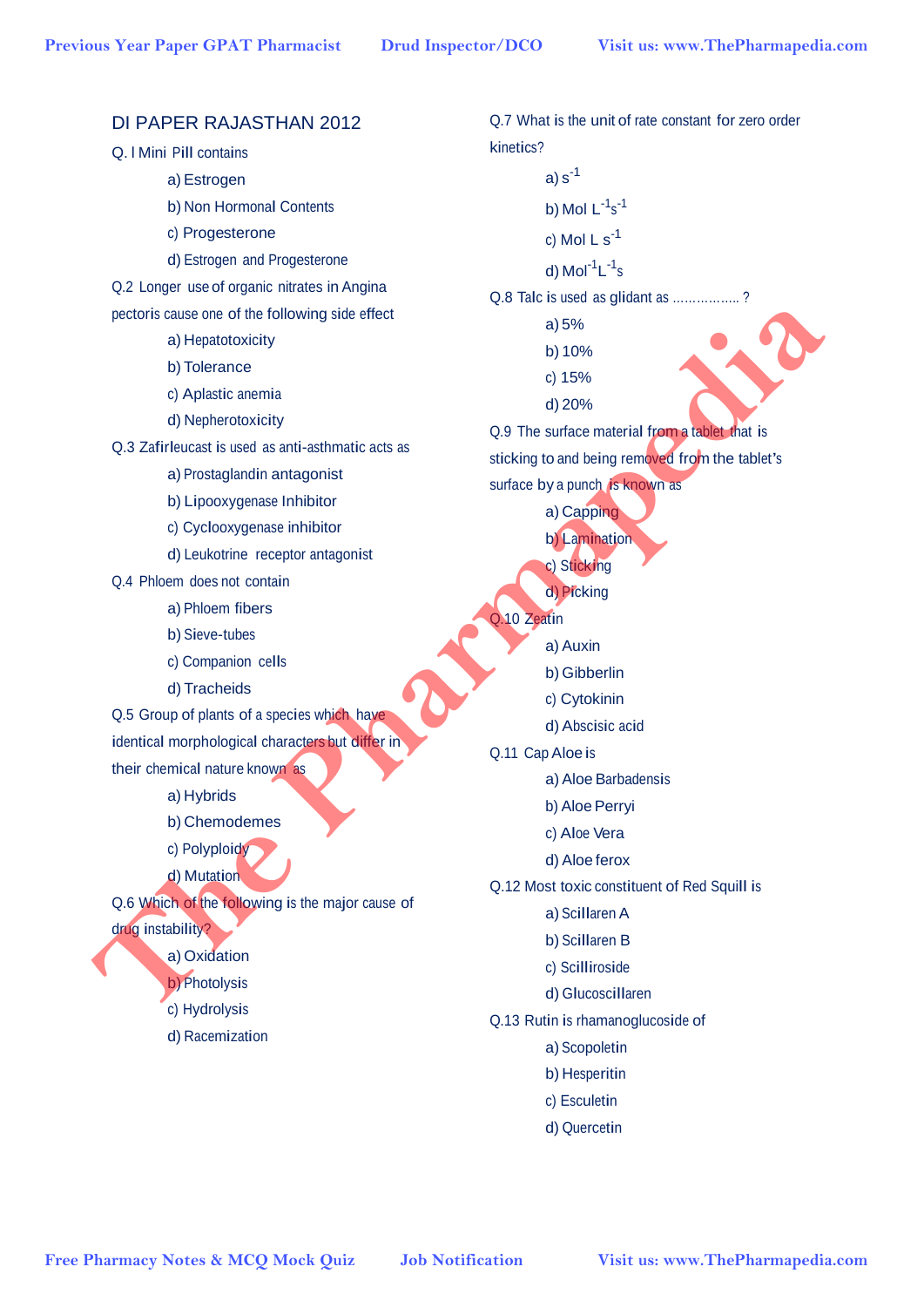# DI PAPER RAJASTHAN 2012

Q. I Mini Pill contains

a) Estrogen

b) Non Hormonal Contents

c) Progesterone

d) Estrogen and Progesterone

Q.2 Longer use of organic nitrates in Angina pectoris cause one of the following side effect

a) Hepatotoxicity

b) Tolerance

c) Aplastic anemia

d) Nepherotoxicity

Q.3 Zafirleucast is used as anti-asthmatic acts as

a) Prostaglandin antagonist

b) Lipooxygenase Inhibitor

c) Cyclooxygenase inhibitor

d) Leukotrine receptor antagonist

Q.4 Phloem does not contain

a) Phloem fibers

b) Sieve-tubes

c) Companion cells

d) Tracheids

Q.5 Group of plants of a species which have identical morphological characters but differ in their chemical nature known as

a) Hybrids

b) Chemodemes

c) Polyploidy

d) Mutation

Q.6 Which of the following is the major cause of drug instability?

a) Oxidation

b) Photolysis

c) Hydrolysis

d) Racemization

Q.7 What is the unit of rate constant for zero order kinetics?

a) $s^{-1}$

b) Mol $L^{-1}s^{-1}$

c) Mol L $s^{-1}$

d) $Mol^{-1}L^{-1}s$

Q.8 Talc is used as glidant as …………….. ?

a) 5%

b) 10%

c) 15%

d) 20%

Q.9 The surface material from a tablet that is sticking to and being removed from the tablet's surface by a punch is known as

a) Capping

b) Lamination

c) Sticking

d) Picking

Q.10 Zeatin

a) Auxin

b) Gibberlin

c) Cytokinin

d) Abscisic acid

Q.11 Cap Aloe is

a) Aloe Barbadensis

b) Aloe Perryi

c) Aloe Vera

d) Aloe ferox

Q.12 Most toxic constituent of Red Squill is

a) Scillaren A

b) Scillaren B

c) Scilliroside

d) Glucoscillaren

Q.13 Rutin is rhamanoglucoside of

a) Scopoletin

b) Hesperitin

c) Esculetin

d) Quercetin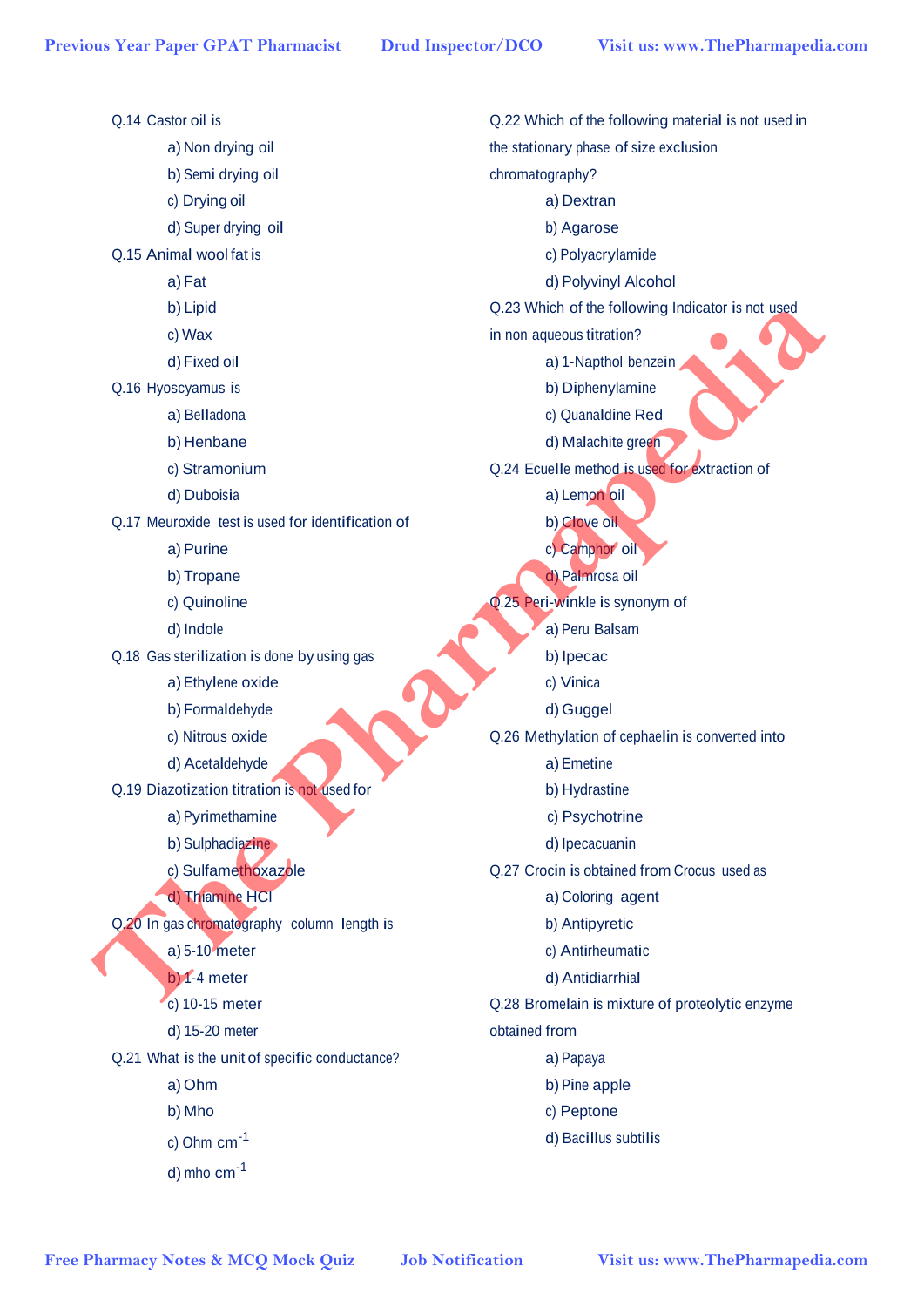Q.14 Castor oil is

a) Non drying oil

b) Semi drying oil

c) Drying oil

d) Super drying oil

Q.15 Animal wool fat is

a) Fat

b) Lipid

c) Wax

d) Fixed oil

Q.16 Hyoscyamus is

a) Belladona

b) Henbane

c) Stramonium

d) Duboisia

Q.17 Meuroxide test is used for identification of

a) Purine

b) Tropane

c) Quinoline

d) Indole

Q.18 Gas sterilization is done by using gas

a) Ethylene oxide

b) Formaldehyde

c) Nitrous oxide

d) Acetaldehyde

Q.19 Diazotization titration is not used for

a) Pyrimethamine

b) Sulphadiazine

c) Sulfamethoxazole

d) Thiamine HCl

Q.20 In gas chromatography column length is

a) 5-10 meter

b) 1-4 meter

c) 10-15 meter

d) 15-20 meter

Q.21 What is the unit of specific conductance?

a) Ohm

b) Mho

c) Ohm $cm^{-1}$

d) mho $cm^{-1}$

Q.22 Which of the following material is not used in the stationary phase of size exclusion chromatography?

a) Dextran

b) Agarose

c) Polyacrylamide

d) Polyvinyl Alcohol

Q.23 Which of the following Indicator is not used in non aqueous titration?

a) 1-Napthol benzein

b) Diphenylamine

c) Quanaldine Red

d) Malachite green

Q.24 Ecuelle method is used for extraction of

a) Lemon oil

b) Clove oil

c) Camphor oil

d) Palmrosa oil

Q.25 Peri-winkle is synonym of

a) Peru Balsam

b) Ipecac

c) Vinica

d) Guggel

Q.26 Methylation of cephaelin is converted into

a) Emetine

b) Hydrastine

c) Psychotrine

d) Ipecacuanin

Q.27 Crocin is obtained from Crocus used as

a) Coloring agent

b) Antipyretic

c) Antirheumatic

d) Antidiarrhial

Q.28 Bromelain is mixture of proteolytic enzyme obtained from

a) Papaya

b) Pine apple

c) Peptone

d) Bacillus subtilis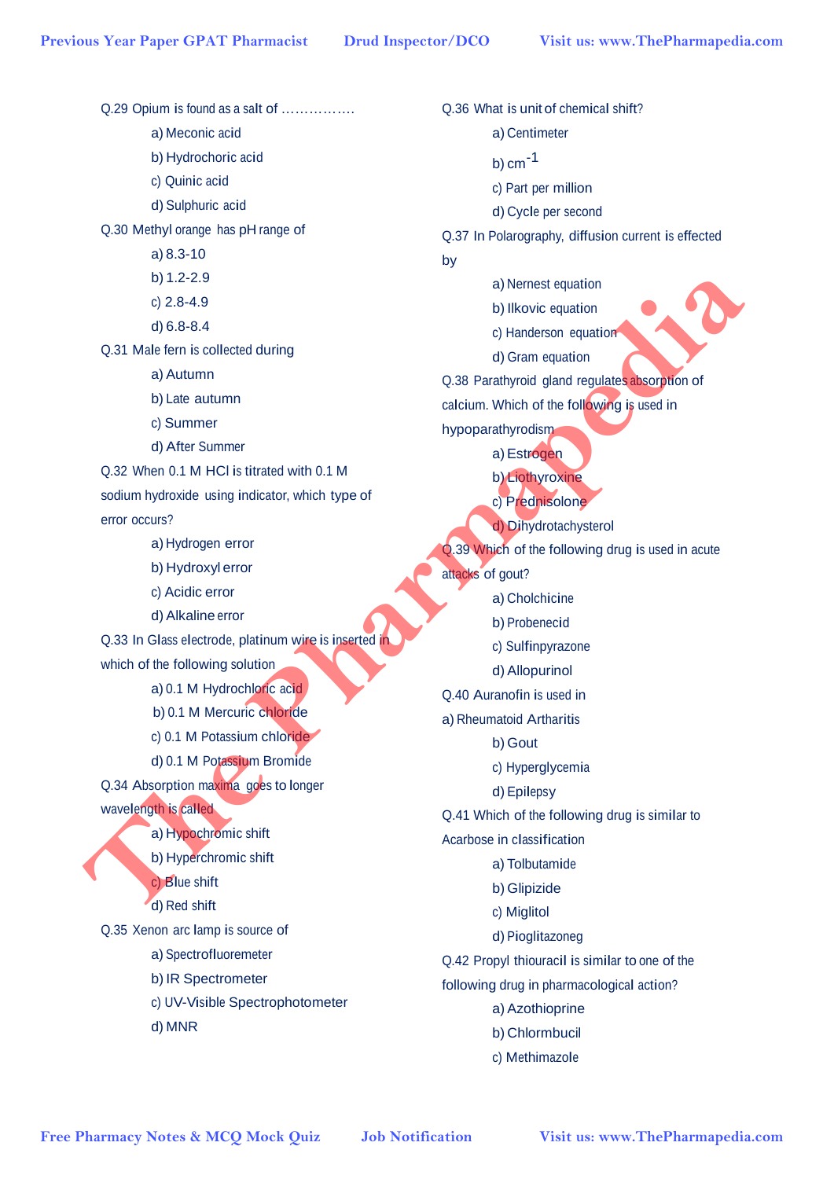Q.29 Opium is found as a salt of …………….

a) Meconic acid

b) Hydrochoric acid

c) Quinic acid

d) Sulphuric acid

Q.30 Methyl orange has pH range of

a) 8.3-10

b) 1.2-2.9

c) 2.8-4.9

d) 6.8-8.4

Q.31 Male fern is collected during

a) Autumn

b) Late autumn

c) Summer

d) After Summer

Q.32 When 0.1 M HCl is titrated with 0.1 M sodium hydroxide using indicator, which type of error occurs?

a) Hydrogen error

b) Hydroxyl error

c) Acidic error

d) Alkaline error

Q.33 In Glass electrode, platinum wire is inserted in which of the following solution

a) 0.1 M Hydrochloric acid

b) 0.1 M Mercuric chloride

c) 0.1 M Potassium chloride

d) 0.1 M Potassium Bromide

Q.34 Absorption maxima goes to longer wavelength is called

a) Hypochromic shift

b) Hyperchromic shift

c) Blue shift

d) Red shift

Q.35 Xenon arc lamp is source of

a) Spectrofluoremeter

b) IR Spectrometer

c) UV-Visible Spectrophotometer

d) MNR

Q.36 What is unit of chemical shift?

a) Centimeter

b) $cm^{-1}$

c) Part per million

d) Cycle per second

Q.37 In Polarography, diffusion current is effected by

a) Nernest equation

b) Ilkovic equation

c) Handerson equation

d) Gram equation

Q.38 Parathyroid gland regulates absorption of calcium. Which of the following is used in hypoparathyrodism

a) Estrogen

b) Liothyroxine

c) Prednisolone

d) Dihydrotachysterol

Q.39 Which of the following drug is used in acute attacks of gout?

a) Cholchicine

b) Probenecid

c) Sulfinpyrazone

d) Allopurinol

Q.40 Auranofin is used in

a) Rheumatoid Artharitis

b) Gout

c) Hyperglycemia

d) Epilepsy

Q.41 Which of the following drug is similar to Acarbose in classification

a) Tolbutamide

b) Glipizide

c) Miglitol

d) Pioglitazoneg

Q.42 Propyl thiouracil is similar to one of the following drug in pharmacological action?

a) Azothioprine

b) Chlormbucil

c) Methimazole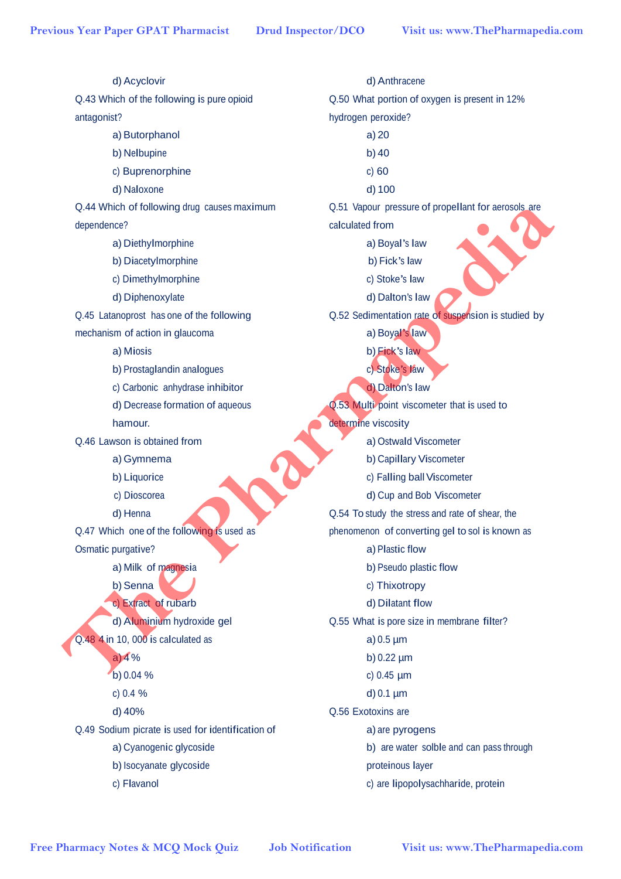d) Acyclovir

Q.43 Which of the following is pure opioid antagonist?

a) Butorphanol

b) Nelbupine

c) Buprenorphine

d) Naloxone

Q.44 Which of following drug causes maximum dependence?

a) Diethylmorphine

b) Diacetylmorphine

c) Dimethylmorphine

d) Diphenoxylate

Q.45 Latanoprost has one of the following mechanism of action in glaucoma

a) Miosis

b) Prostaglandin analogues

c) Carbonic anhydrase inhibitor

d) Decrease formation of aqueous hamour.

Q.46 Lawson is obtained from

a) Gymnema

b) Liquorice

c) Dioscorea

d) Henna

Q.47 Which one of the following is used as Osmatic purgative?

a) Milk of magnesia

b) Senna

c) Extract of rubarb

d) Aluminium hydroxide gel

Q.48 4 in 10, 000 is calculated as

a) 4 %

b) 0.04 %

c) 0.4 %

d) 40%

Q.49 Sodium picrate is used for identification of

a) Cyanogenic glycoside

b) Isocyanate glycoside

c) Flavanol

d) Anthracene

Q.50 What portion of oxygen is present in 12% hydrogen peroxide?

a) 20

b) 40

c) 60

d) 100

Q.51 Vapour pressure of propellant for aerosols are calculated from

a) Boyal's law

b) Fick's law

c) Stoke's law

d) Dalton's law

Q.52 Sedimentation rate of suspension is studied by

a) Boyal's law

b) Fick's law

c) Stoke's law

d) Dalton's law

Q.53 Multi point viscometer that is used to determine viscosity

a) Ostwald Viscometer

b) Capillary Viscometer

c) Falling ball Viscometer

d) Cup and Bob Viscometer

Q.54 To study the stress and rate of shear, the phenomenon of converting gel to sol is known as

a) Plastic flow

b) Pseudo plastic flow

c) Thixotropy

d) Dilatant flow

Q.55 What is pore size in membrane filter?

a) 0.5 µm

b) 0.22 µm

c) 0.45 µm

d) 0.1 µm

Q.56 Exotoxins are

a) are pyrogens

b) are water solble and can pass through proteinous layer

c) are lipopolysachharide, protein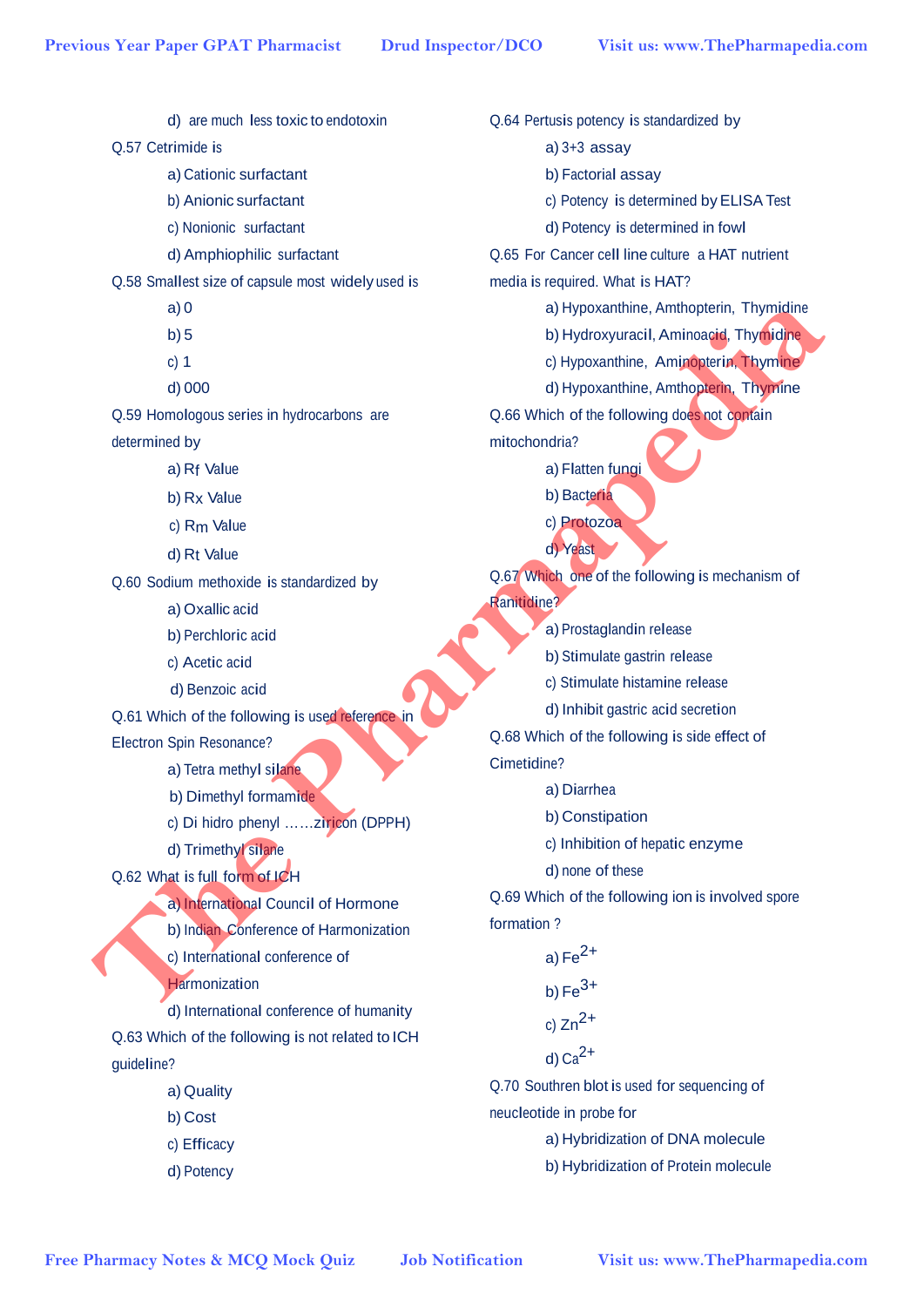d) are much less toxic to endotoxin

Q.57 Cetrimide is

a) Cationic surfactant

b) Anionic surfactant

c) Nonionic surfactant

d) Amphiophilic surfactant

Q.58 Smallest size of capsule most widely used is

a) 0

b) 5

c) 1

d) 000

Q.59 Homologous series in hydrocarbons are determined by

a) Rf Value

b) Rx Value

c) Rm Value

d) Rt Value

Q.60 Sodium methoxide is standardized by

a) Oxallic acid

b) Perchloric acid

c) Acetic acid

d) Benzoic acid

Q.61 Which of the following is used reference in Electron Spin Resonance?

a) Tetra methyl silane

b) Dimethyl formamide

c) Di hidro phenyl ……ziricon (DPPH)

d) Trimethyl silane

Q.62 What is full form of ICH

a) International Council of Hormone

b) Indian Conference of Harmonization

c) International conference of Harmonization

d) International conference of humanity

Q.63 Which of the following is not related to ICH guideline?

a) Quality

b) Cost

c) Efficacy

d) Potency

Q.64 Pertusis potency is standardized by

a) 3+3 assay

b) Factorial assay

c) Potency is determined by ELISA Test

d) Potency is determined in fowl

Q.65 For Cancer cell line culture a HAT nutrient media is required. What is HAT?

a) Hypoxanthine, Amthopterin, Thymidine

b) Hydroxyuracil, Aminoacid, Thymidine

c) Hypoxanthine, Aminopterin, Thymine

d) Hypoxanthine, Amthopterin, Thymine

Q.66 Which of the following does not contain mitochondria?

a) Flatten fungi

b) Bacteria

c) Protozoa

d) Yeast

Q.67 Which one of the following is mechanism of Ranitidine?

a) Prostaglandin release

b) Stimulate gastrin release

c) Stimulate histamine release

d) Inhibit gastric acid secretion

Q.68 Which of the following is side effect of Cimetidine?

a) Diarrhea

b) Constipation

c) Inhibition of hepatic enzyme

d) none of these

Q.69 Which of the following ion is involved spore formation ?

a) $Fe^{2+}$

b) $Fe^{3+}$

c) $Zn^{2+}$

d) $Ca^{2+}$

Q.70 Southren blot is used for sequencing of neucleotide in probe for

a) Hybridization of DNA molecule

b) Hybridization of Protein molecule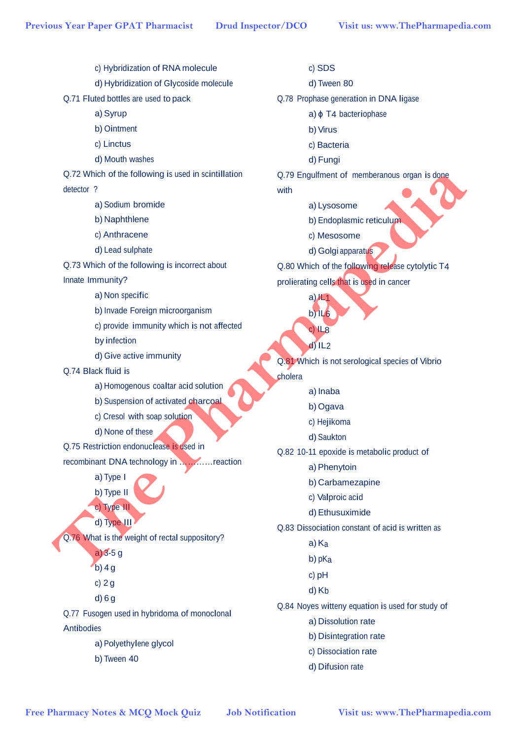c) Hybridization of RNA molecule

d) Hybridization of Glycoside molecule

Q.71 Fluted bottles are used to pack

a) Syrup

b) Ointment

c) Linctus

d) Mouth washes

Q.72 Which of the following is used in scintillation detector ?

a) Sodium bromide

b) Naphthlene

c) Anthracene

d) Lead sulphate

Q.73 Which of the following is incorrect about Innate Immunity?

a) Non specific

b) Invade Foreign microorganism

c) provide immunity which is not affected by infection

d) Give active immunity

Q.74 Black fluid is

a) Homogenous coaltar acid solution

b) Suspension of activated charcoal

c) Cresol with soap solution

d) None of these

Q.75 Restriction endonuclease is used in recombinant DNA technology in ……….reaction

a) Type I

b) Type II

c) Type III

d) Type III

Q.76 What is the weight of rectal suppository?

a) 3-5 g

b) 4 g

c) 2 g

d) 6 g

Q.77 Fusogen used in hybridoma of monoclonal Antibodies

a) Polyethylene glycol

b) Tween 40

c) SDS

d) Tween 80

Q.78 Prophase generation in DNA ligase

a) ϕ T4 bacteriophase

b) Virus

c) Bacteria

d) Fungi

Q.79 Engulfment of memberanous organ is done with

a) Lysosome

b) Endoplasmic reticulum

c) Mesosome

d) Golgi apparatus

Q.80 Which of the following release cytolytic T4 proliferating cells that is used in cancer

a) IL1

b) IL6

c) IL8

d) IL2

Q.81 Which is not serological species of Vibrio cholera

a) Inaba

b) Ogava

c) Hejikoma

d) Saukton

Q.82 10-11 epoxide is metabolic product of

a) Phenytoin

b) Carbamezapine

c) Valproic acid

d) Ethusuximide

Q.83 Dissociation constant of acid is written as

a) $K_a$

b) $pK_a$

c) pH

d) $K_b$

Q.84 Noyes witteny equation is used for study of

a) Dissolution rate

b) Disintegration rate

c) Dissociation rate

d) Difusion rate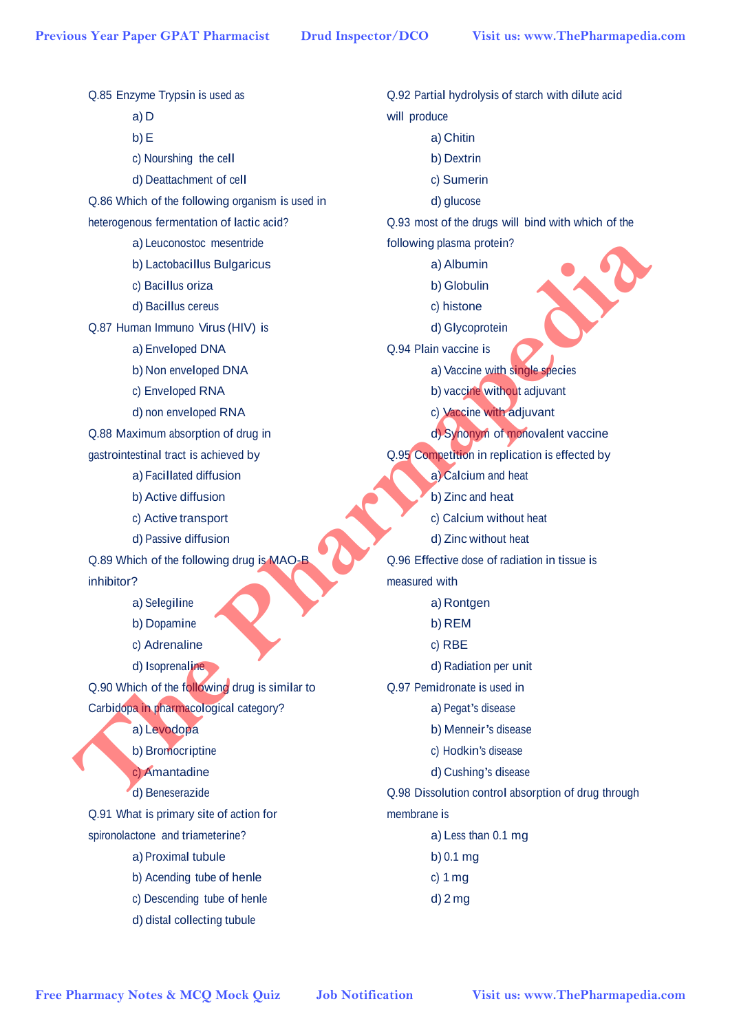Q.85 Enzyme Trypsin is used as

a) D

b) E

c) Nourshing the cell

d) Deattachment of cell

Q.86 Which of the following organism is used in heterogenous fermentation of lactic acid?

a) Leuconostoc mesentride

b) Lactobacillus Bulgaricus

c) Bacillus oriza

d) Bacillus cereus

Q.87 Human Immuno Virus (HIV) is

a) Enveloped DNA

b) Non enveloped DNA

c) Enveloped RNA

d) non enveloped RNA

Q.88 Maximum absorption of drug in gastrointestinal tract is achieved by

a) Facillated diffusion

b) Active diffusion

c) Active transport

d) Passive diffusion

Q.89 Which of the following drug is MAO-B inhibitor?

a) Selegiline

b) Dopamine

c) Adrenaline

d) Isoprenaline

Q.90 Which of the following drug is similar to Carbidopa in pharmacological category?

a) Levodopa

b) Bromocriptine

c) Amantadine

d) Beneserazide

Q.91 What is primary site of action for spironolactone and triameterine?

a) Proximal tubule

b) Acending tube of henle

c) Descending tube of henle

d) distal collecting tubule

Q.92 Partial hydrolysis of starch with dilute acid will produce

a) Chitin

b) Dextrin

c) Sumerin

d) glucose

Q.93 most of the drugs will bind with which of the following plasma protein?

a) Albumin

b) Globulin

c) histone

d) Glycoprotein

Q.94 Plain vaccine is

a) Vaccine with single species

b) vaccine without adjuvant

c) Vaccine with adjuvant

d) Synonym of monovalent vaccine

Q.95 Competition in replication is effected by

a) Calcium and heat

b) Zinc and heat

c) Calcium without heat

d) Zinc without heat

Q.96 Effective dose of radiation in tissue is measured with

a) Rontgen

b) REM

c) RBE

d) Radiation per unit

Q.97 Pemidronate is used in

a) Pegat's disease

b) Menneir's disease

c) Hodkin's disease

d) Cushing's disease

Q.98 Dissolution control absorption of drug through membrane is

a) Less than 0.1 mg

b) 0.1 mg

c) 1 mg

d) 2 mg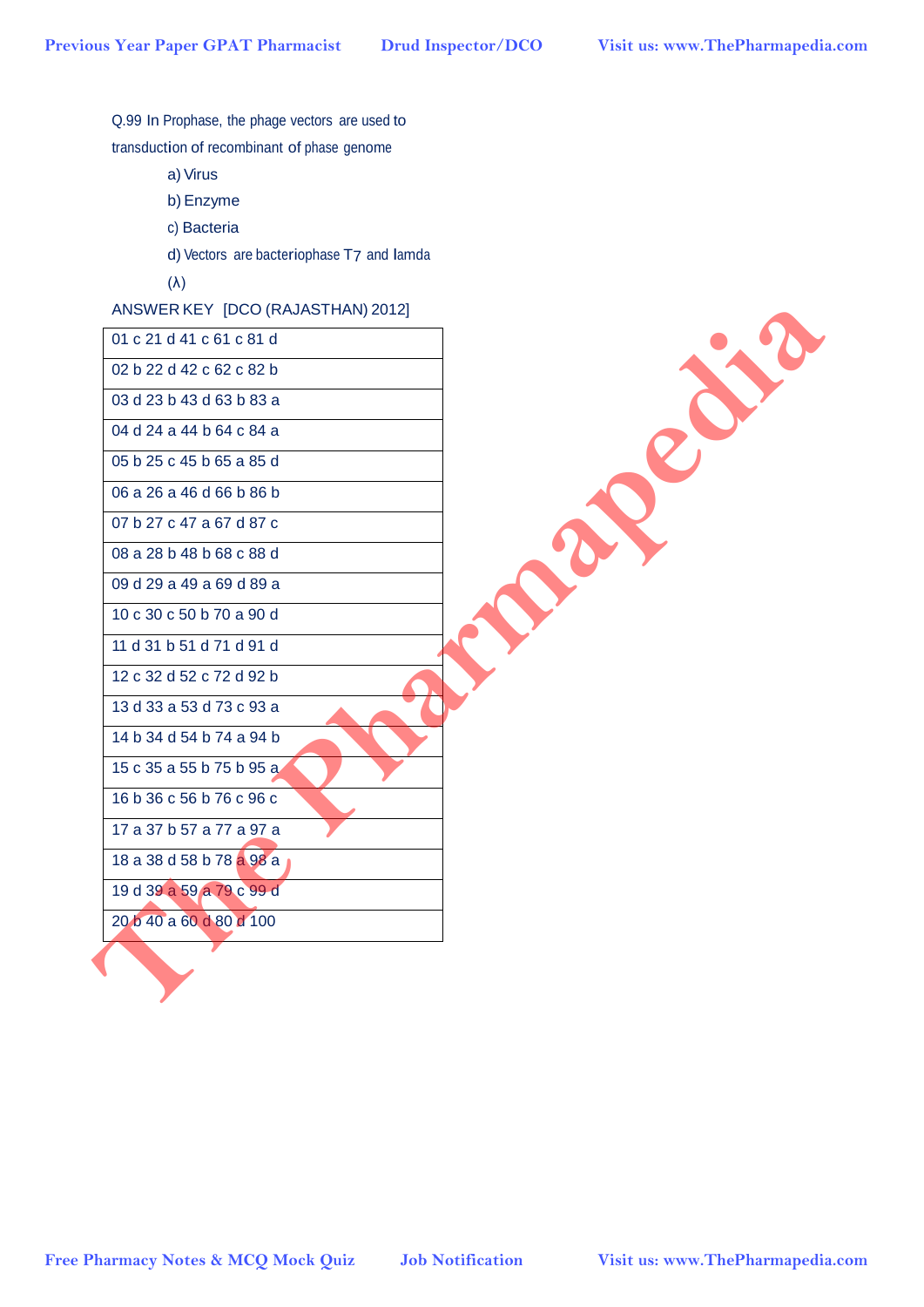Q.99 In Prophase, the phage vectors are used to transduction of recombinant of phase genome

a) Virus

b) Enzyme

c) Bacteria

d) Vectors are bacteriophase T7 and lamda (λ)

ANSWER KEY [DCO (RAJASTHAN) 2012]

| |
|---|
| 01 c 21 d 41 c 61 c 81 d |
| 02 b 22 d 42 c 62 c 82 b |
| 03 d 23 b 43 d 63 b 83 a |
| 04 d 24 a 44 b 64 c 84 a |
| 05 b 25 c 45 b 65 a 85 d |
| 06 a 26 a 46 d 66 b 86 b |
| 07 b 27 c 47 a 67 d 87 c |
| 08 a 28 b 48 b 68 c 88 d |
| 09 d 29 a 49 a 69 d 89 a |
| 10 c 30 c 50 b 70 a 90 d |
| 11 d 31 b 51 d 71 d 91 d |
| 12 c 32 d 52 c 72 d 92 b |
| 13 d 33 a 53 d 73 c 93 a |
| 14 b 34 d 54 b 74 a 94 b |
| 15 c 35 a 55 b 75 b 95 a |
| 16 b 36 c 56 b 76 c 96 c |
| 17 a 37 b 57 a 77 a 97 a |
| 18 a 38 d 58 b 78 a 98 a |
| 19 d 39 a 59 a 79 c 99 d |
| 20 b 40 a 60 d 80 d 100 |